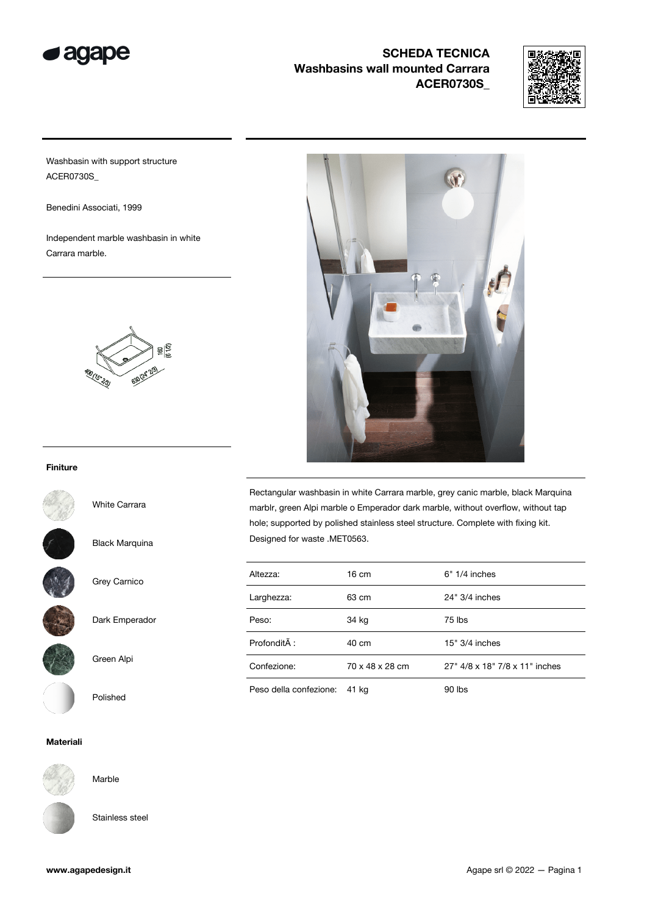# SCHEDA TECNICA
## Washbasins wall mounted Carrara
## ACER0730S_

Washbasin with support structure
ACER0730S_

Benedini Associati, 1999

Independent marble washbasin in white Carrara marble.

160 (6 1/2)
400 (15" 2/3)
630 (24" 2/3)

### Finiture

White Carrara

Black Marquina

Grey Carnico

Dark Emperador

Green Alpi

Polished

### Materiali

Marble

Stainless steel

Rectangular washbasin in white Carrara marble, grey canic marble, black Marquina marblr, green Alpi marble o Emperador dark marble, without overflow, without tap hole; supported by polished stainless steel structure. Complete with fixing kit. Designed for waste .MET0563.

| | | |
|---|---|---|
| Altezza: | 16 cm | 6" 1/4 inches |
| Larghezza: | 63 cm | 24" 3/4 inches |
| Peso: | 34 kg | 75 lbs |
| ProfonditÃ : | 40 cm | 15" 3/4 inches |
| Confezione: | 70 x 48 x 28 cm | 27" 4/8 x 18" 7/8 x 11" inches |
| Peso della confezione: | 41 kg | 90 lbs |

www.agapedesign.it

Agape srl © 2022 — Pagina 1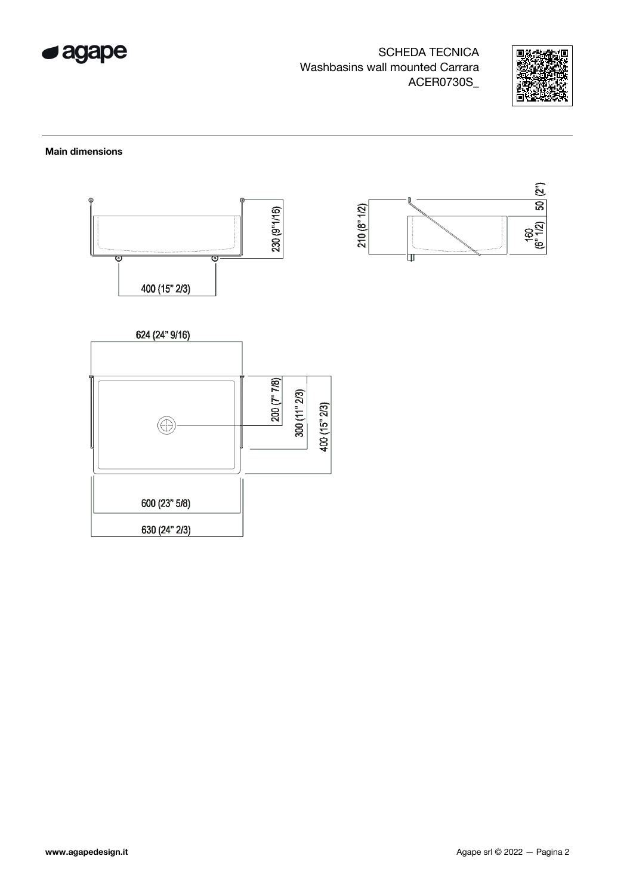SCHEDA TECNICA
Washbasins wall mounted Carrara
ACER0730S_

**Main dimensions**

230 (9"1/16)

400 (15" 2/3)

210 (8" 1/2)

50 (2")

160 (6" 1/2)

624 (24" 9/16)

200 (7" 7/8)

300 (11" 2/3)

400 (15" 2/3)

600 (23" 5/8)

630 (24" 2/3)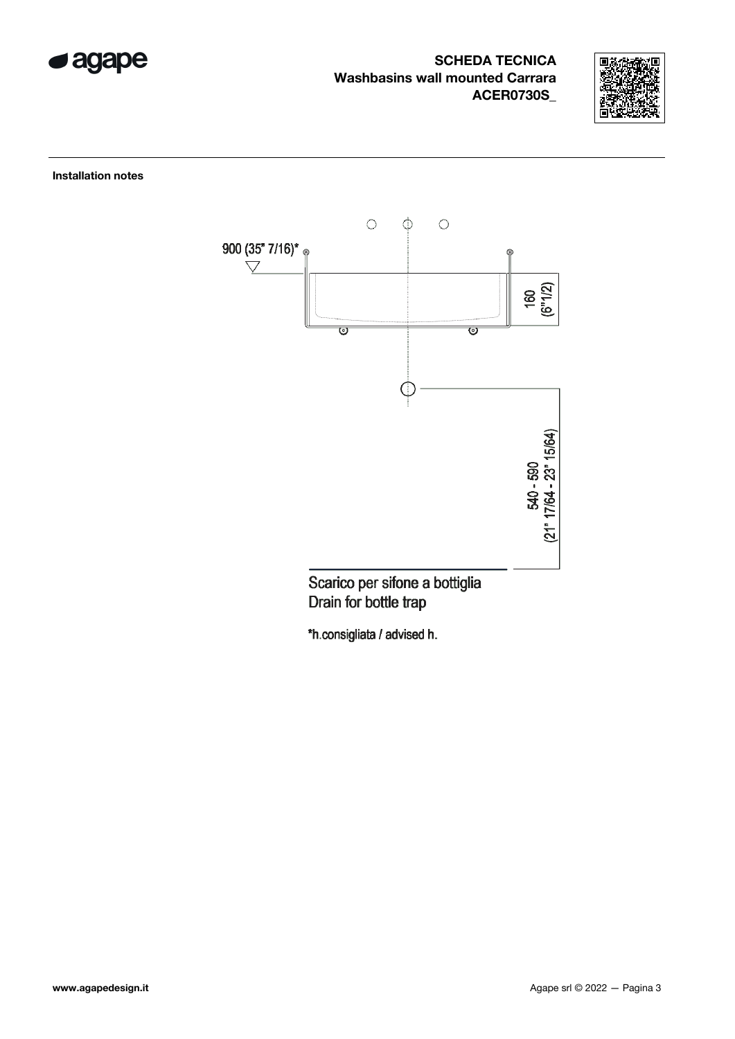**SCHEDA TECNICA**
**Washbasins wall mounted Carrara**
**ACER0730S_**

**Installation notes**

900 (35" 7/16)*

160 (6"1/2)

540 - 590 (21" 17/64 - 23" 15/64)

Scarico per sifone a bottiglia
Drain for bottle trap

*h.consigliata / advised h.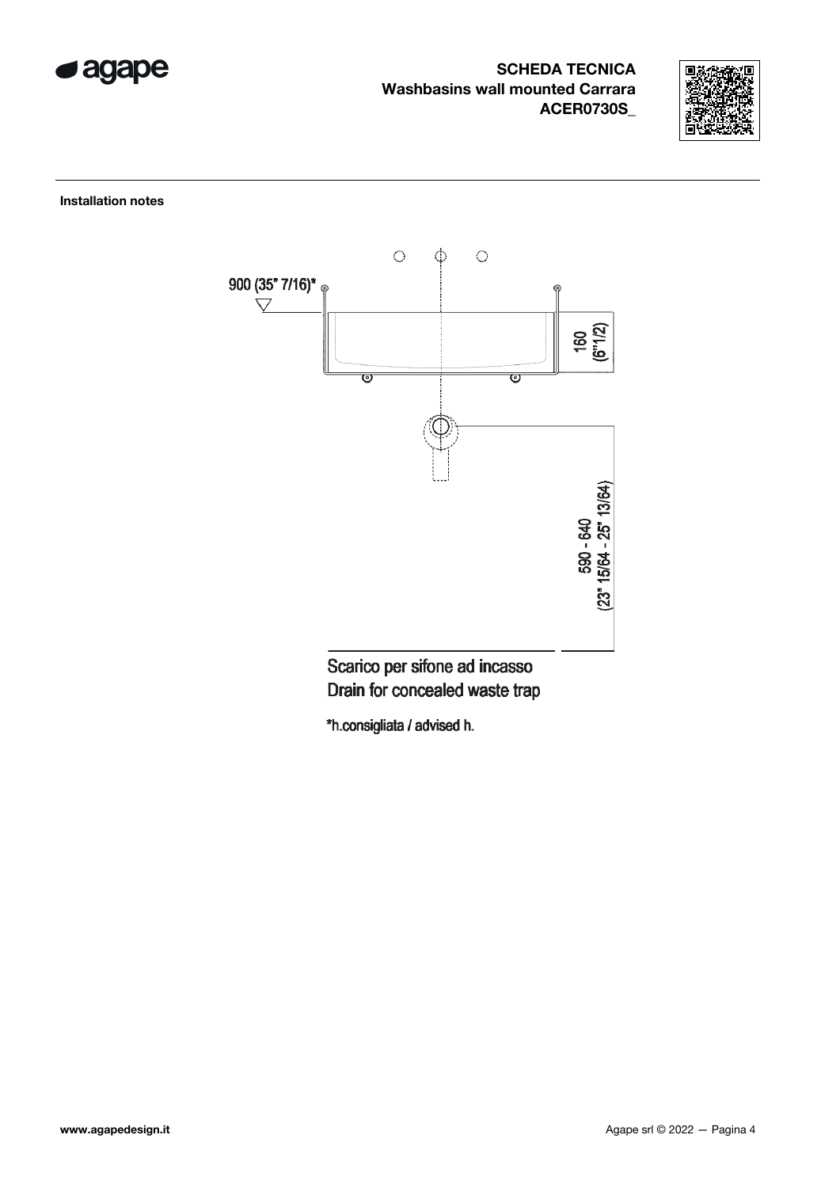**SCHEDA TECNICA**
**Washbasins wall mounted Carrara**
**ACER0730S_**

**Installation notes**

900 (35" 7/16)*

160 (6"1/2)

590 - 640 (23" 15/64 - 25" 13/64)

Scarico per sifone ad incasso
Drain for concealed waste trap

*h.consigliata / advised h.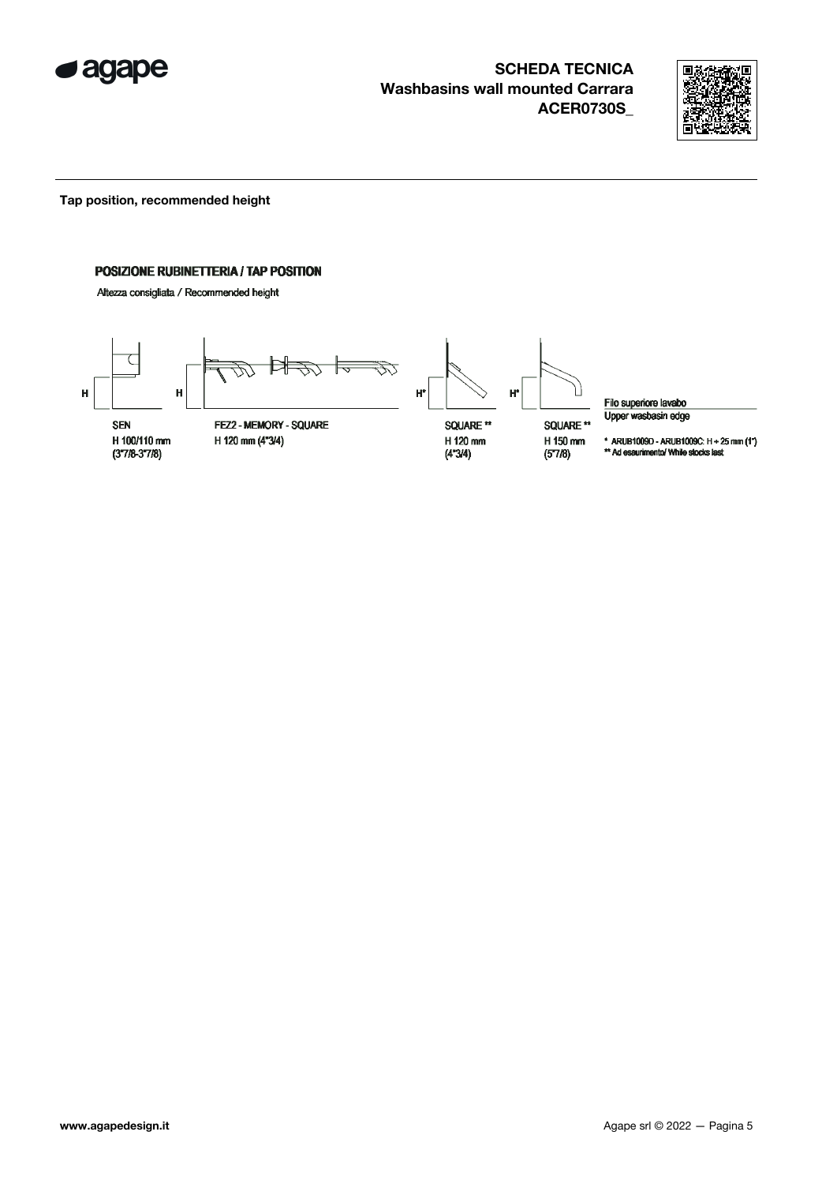**Tap position, recommended height**

**POSIZIONE RUBINETTERIA / TAP POSITION**

Altezza consigliata / Recommended height

H

SEN
H 100/110 mm
(3"7/8-3"7/8)

H

FEZ2 - MEMORY - SQUARE
H 120 mm (4"3/4)

H*

SQUARE **
H 120 mm
(4"3/4)

H*

SQUARE **
H 150 mm
(5"7/8)

Filo superiore lavabo
Upper wasbasin edge

* ARUB1009D - ARUB1009C: H + 25 mm (1")
** Ad esaurimento/ While stocks last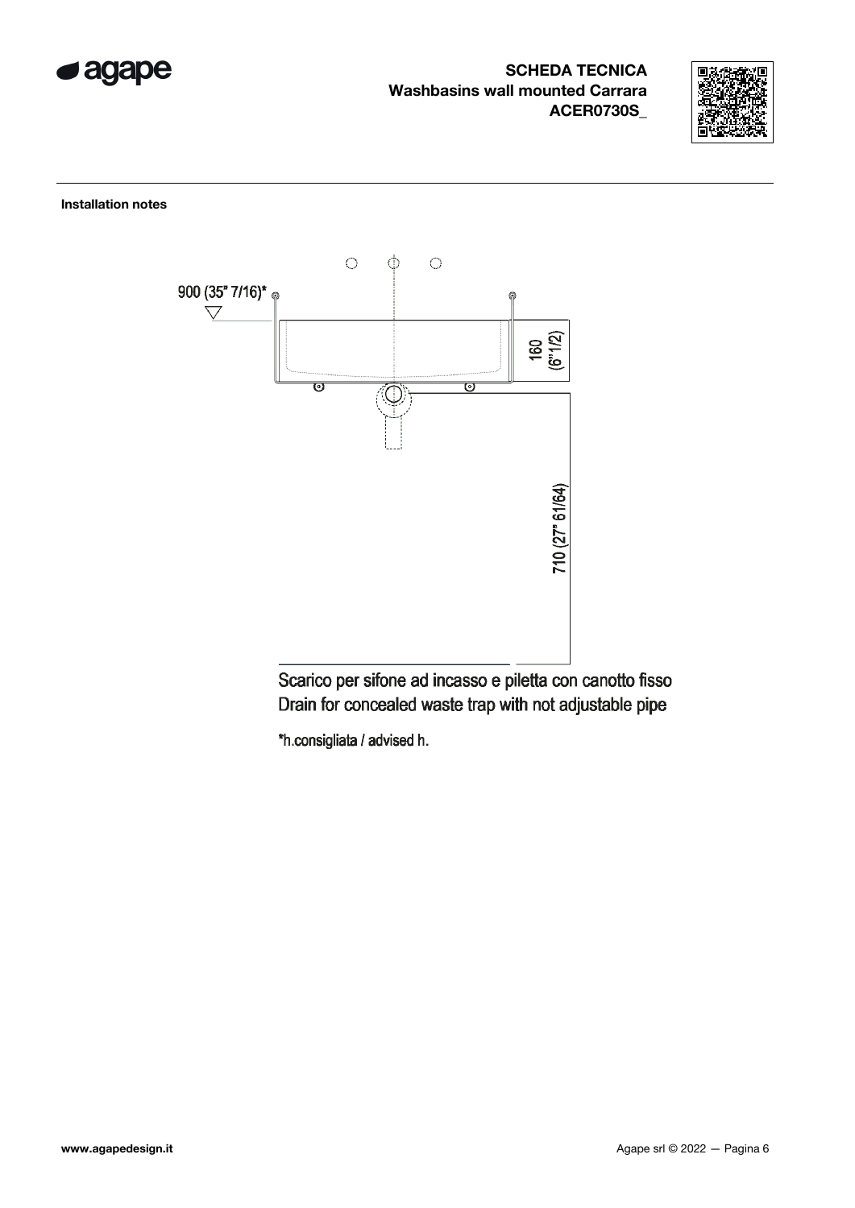# SCHEDA TECNICA
## Washbasins wall mounted Carrara
## ACER0730S_

**Installation notes**

900 (35" 7/16)*

160 (6"1/2)

710 (27" 61/64)

Scarico per sifone ad incasso e piletta con canotto fisso
Drain for concealed waste trap with not adjustable pipe

*h.consigliata / advised h.